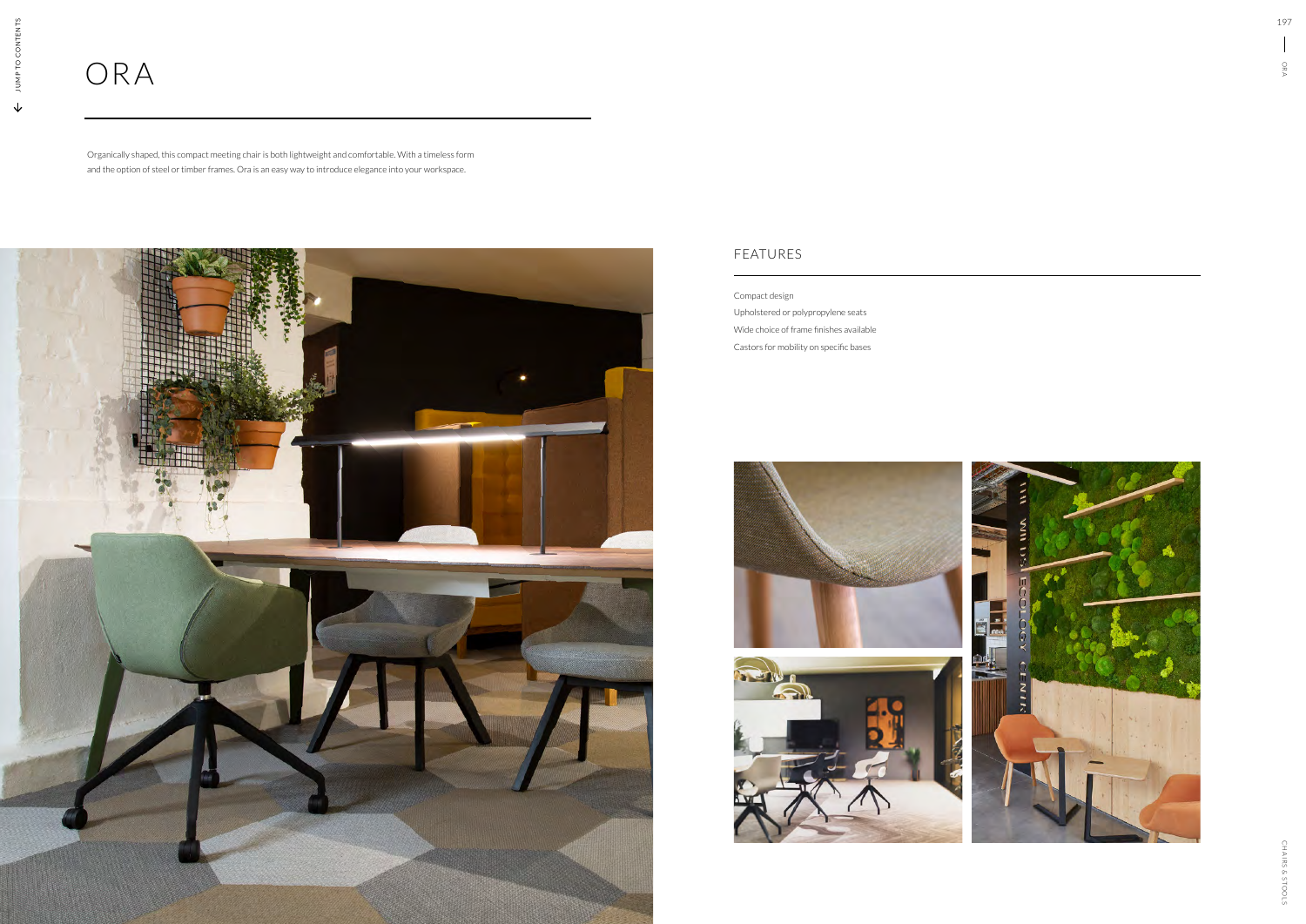# ORA

Organically shaped, this compact meeting chair is both lightweight and comfortable. With a timeless form and the option of steel or timber frames. Ora is an easy way to introduce elegance into your workspace.

## FEATURES

Compact design

Upholstered or polypropylene seats

Wide choice of frame finishes available

Castors for mobility on specific bases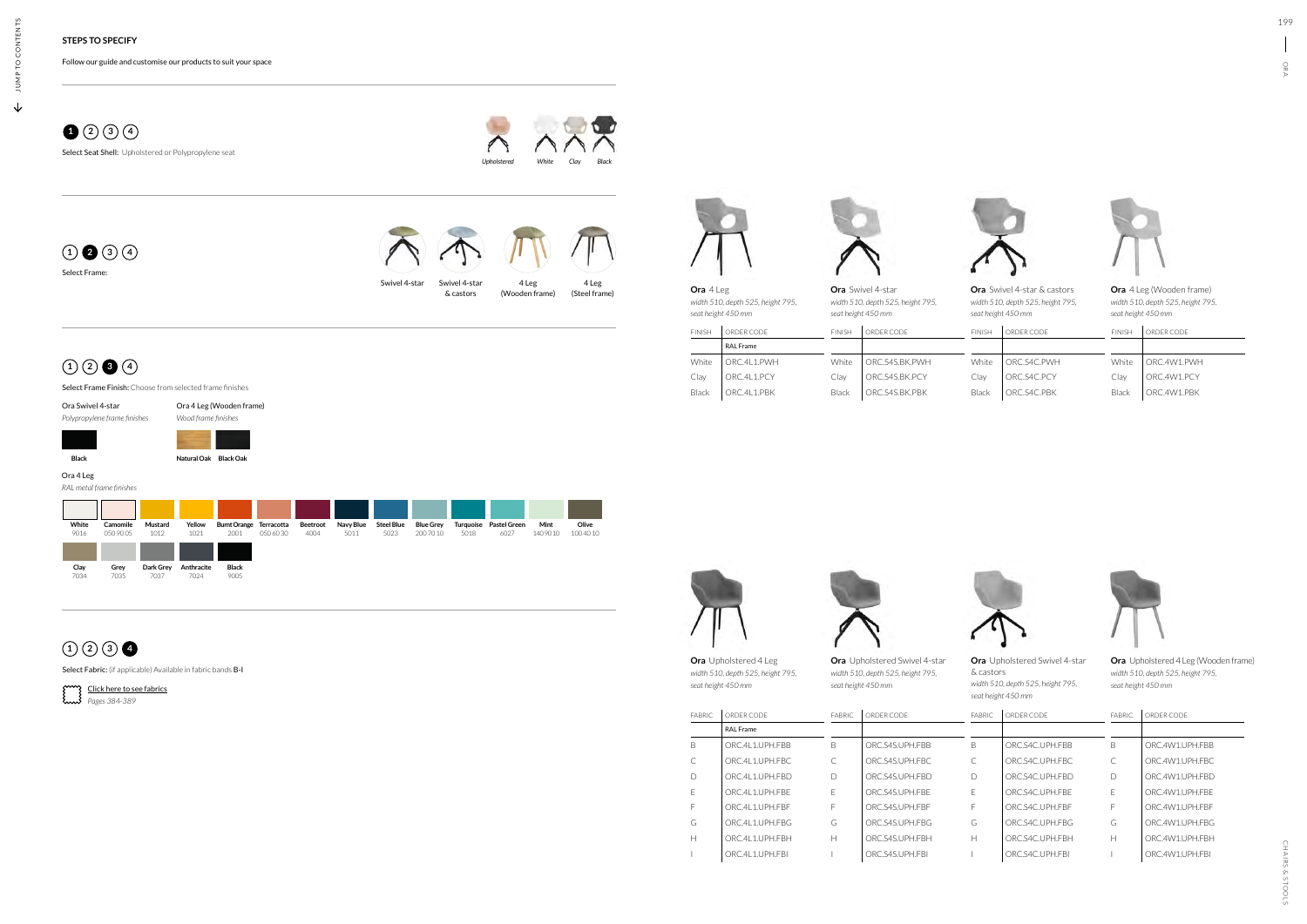**STEPS TO SPECIFY**

Follow our guide and customise our products to suit your space

**1** 2 3 4

**Select Seat Shell:** Upholstered or Polypropylene seat

*Upholstered* *White* *Clay* *Black*

1 **2** 3 4

Select Frame:

Swivel 4-star | Swivel 4-star & castors | 4 Leg (Wooden frame) | 4 Leg (Steel frame)

1 2 **3** 4

**Select Frame Finish:** Choose from selected frame finishes

Ora Swivel 4-star
*Polypropylene frame finishes*

**Black**

Ora 4 Leg (Wooden frame)
*Wood frame finishes*

**Natural Oak** **Black Oak**

Ora 4 Leg
*RAL metal frame finishes*

| | | | | | | | | | | | | | |
|---|---|---|---|---|---|---|---|---|---|---|---|---|---|
| **White** 9016 | **Camomile** 050 90 05 | **Mustard** 1012 | **Yellow** 1021 | **Burnt Orange** 2001 | **Terracotta** 050 60 30 | **Beetroot** 4004 | **Navy Blue** 5011 | **Steel Blue** 5023 | **Blue Grey** 200 70 10 | **Turquoise** 5018 | **Pastel Green** 6027 | **Mint** 140 90 10 | **Olive** 100 40 10 |
| **Clay** 7034 | **Grey** 7035 | **Dark Grey** 7037 | **Anthracite** 7024 | **Black** 9005 | | | | | | | | | |

1 2 3 **4**

**Select Fabric:** (if applicable) Available in fabric bands **B-I**

Click here to see fabrics
*Pages 384-389*

**Ora** 4 Leg
*width 510, depth 525, height 795, seat height 450 mm*

| FINISH | ORDER CODE |
|---|---|
| | **RAL Frame** |
| White | ORC.4L1.PWH |
| Clay | ORC.4L1.PCY |
| Black | ORC.4L1.PBK |

**Ora** Swivel 4-star
*width 510, depth 525, height 795, seat height 450 mm*

| FINISH | ORDER CODE |
|---|---|
| White | ORC.S4S.BK.PWH |
| Clay | ORC.S4S.BK.PCY |
| Black | ORC.S4S.BK.PBK |

**Ora** Swivel 4-star & castors
*width 510, depth 525, height 795, seat height 450 mm*

| FINISH | ORDER CODE |
|---|---|
| White | ORC.S4C.PWH |
| Clay | ORC.S4C.PCY |
| Black | ORC.S4C.PBK |

**Ora** 4 Leg (Wooden frame)
*width 510, depth 525, height 795, seat height 450 mm*

| FINISH | ORDER CODE |
|---|---|
| White | ORC.4W1.PWH |
| Clay | ORC.4W1.PCY |
| Black | ORC.4W1.PBK |

**Ora** Upholstered 4 Leg
*width 510, depth 525, height 795, seat height 450 mm*

| FABRIC | ORDER CODE |
|---|---|
| | **RAL Frame** |
| B | ORC.4L1.UPH.FBB |
| C | ORC.4L1.UPH.FBC |
| D | ORC.4L1.UPH.FBD |
| E | ORC.4L1.UPH.FBE |
| F | ORC.4L1.UPH.FBF |
| G | ORC.4L1.UPH.FBG |
| H | ORC.4L1.UPH.FBH |
| I | ORC.4L1.UPH.FBI |

**Ora** Upholstered Swivel 4-star
*width 510, depth 525, height 795, seat height 450 mm*

| FABRIC | ORDER CODE |
|---|---|
| B | ORC.S4S.UPH.FBB |
| C | ORC.S4S.UPH.FBC |
| D | ORC.S4S.UPH.FBD |
| E | ORC.S4S.UPH.FBE |
| F | ORC.S4S.UPH.FBF |
| G | ORC.S4S.UPH.FBG |
| H | ORC.S4S.UPH.FBH |
| I | ORC.S4S.UPH.FBI |

**Ora** Upholstered Swivel 4-star & castors
*width 510, depth 525, height 795, seat height 450 mm*

| FABRIC | ORDER CODE |
|---|---|
| B | ORC.S4C.UPH.FBB |
| C | ORC.S4C.UPH.FBC |
| D | ORC.S4C.UPH.FBD |
| E | ORC.S4C.UPH.FBE |
| F | ORC.S4C.UPH.FBF |
| G | ORC.S4C.UPH.FBG |
| H | ORC.S4C.UPH.FBH |
| I | ORC.S4C.UPH.FBI |

**Ora** Upholstered 4 Leg (Wooden frame)
*width 510, depth 525, height 795, seat height 450 mm*

| FABRIC | ORDER CODE |
|---|---|
| B | ORC.4W1.UPH.FBB |
| C | ORC.4W1.UPH.FBC |
| D | ORC.4W1.UPH.FBD |
| E | ORC.4W1.UPH.FBE |
| F | ORC.4W1.UPH.FBF |
| G | ORC.4W1.UPH.FBG |
| H | ORC.4W1.UPH.FBH |
| I | ORC.4W1.UPH.FBI |